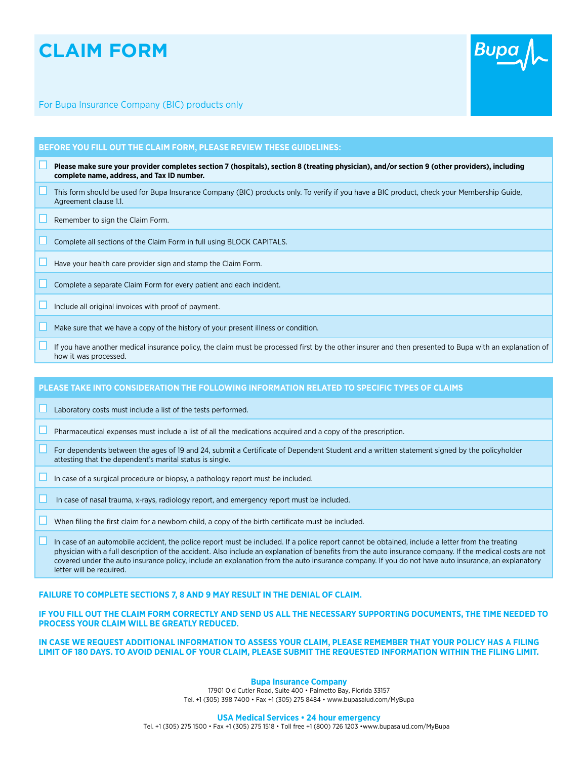# CLAIM FORM

For Bupa Insurance Company (BIC) products only

## BEFORE YOU FILL OUT THE CLAIM FORM, PLEASE REVIEW THESE GUIDELINES:

- ☐ **Please make sure your provider completes section 7 (hospitals), section 8 (treating physician), and/or section 9 (other providers), including complete name, address, and Tax ID number.**
- ☐ This form should be used for Bupa Insurance Company (BIC) products only. To verify if you have a BIC product, check your Membership Guide, Agreement clause 1.1.
- ☐ Remember to sign the Claim Form.
- ☐ Complete all sections of the Claim Form in full using BLOCK CAPITALS.
- ☐ Have your health care provider sign and stamp the Claim Form.
- ☐ Complete a separate Claim Form for every patient and each incident.
- ☐ Include all original invoices with proof of payment.
- ☐ Make sure that we have a copy of the history of your present illness or condition.
- ☐ If you have another medical insurance policy, the claim must be processed first by the other insurer and then presented to Bupa with an explanation of how it was processed.

## PLEASE TAKE INTO CONSIDERATION THE FOLLOWING INFORMATION RELATED TO SPECIFIC TYPES OF CLAIMS

- ☐ Laboratory costs must include a list of the tests performed.
- ☐ Pharmaceutical expenses must include a list of all the medications acquired and a copy of the prescription.
- ☐ For dependents between the ages of 19 and 24, submit a Certificate of Dependent Student and a written statement signed by the policyholder attesting that the dependent's marital status is single.
- ☐ In case of a surgical procedure or biopsy, a pathology report must be included.
- ☐ In case of nasal trauma, x-rays, radiology report, and emergency report must be included.
- ☐ When filing the first claim for a newborn child, a copy of the birth certificate must be included.
- ☐ In case of an automobile accident, the police report must be included. If a police report cannot be obtained, include a letter from the treating physician with a full description of the accident. Also include an explanation of benefits from the auto insurance company. If the medical costs are not covered under the auto insurance policy, include an explanation from the auto insurance company. If you do not have auto insurance, an explanatory letter will be required.

**FAILURE TO COMPLETE SECTIONS 7, 8 AND 9 MAY RESULT IN THE DENIAL OF CLAIM.**

**IF YOU FILL OUT THE CLAIM FORM CORRECTLY AND SEND US ALL THE NECESSARY SUPPORTING DOCUMENTS, THE TIME NEEDED TO PROCESS YOUR CLAIM WILL BE GREATLY REDUCED.**

**IN CASE WE REQUEST ADDITIONAL INFORMATION TO ASSESS YOUR CLAIM, PLEASE REMEMBER THAT YOUR POLICY HAS A FILING LIMIT OF 180 DAYS. TO AVOID DENIAL OF YOUR CLAIM, PLEASE SUBMIT THE REQUESTED INFORMATION WITHIN THE FILING LIMIT.**

**Bupa Insurance Company**
17901 Old Cutler Road, Suite 400 • Palmetto Bay, Florida 33157
Tel. +1 (305) 398 7400 • Fax +1 (305) 275 8484 • www.bupasalud.com/MyBupa

**USA Medical Services • 24 hour emergency**
Tel. +1 (305) 275 1500 • Fax +1 (305) 275 1518 • Toll free +1 (800) 726 1203 •www.bupasalud.com/MyBupa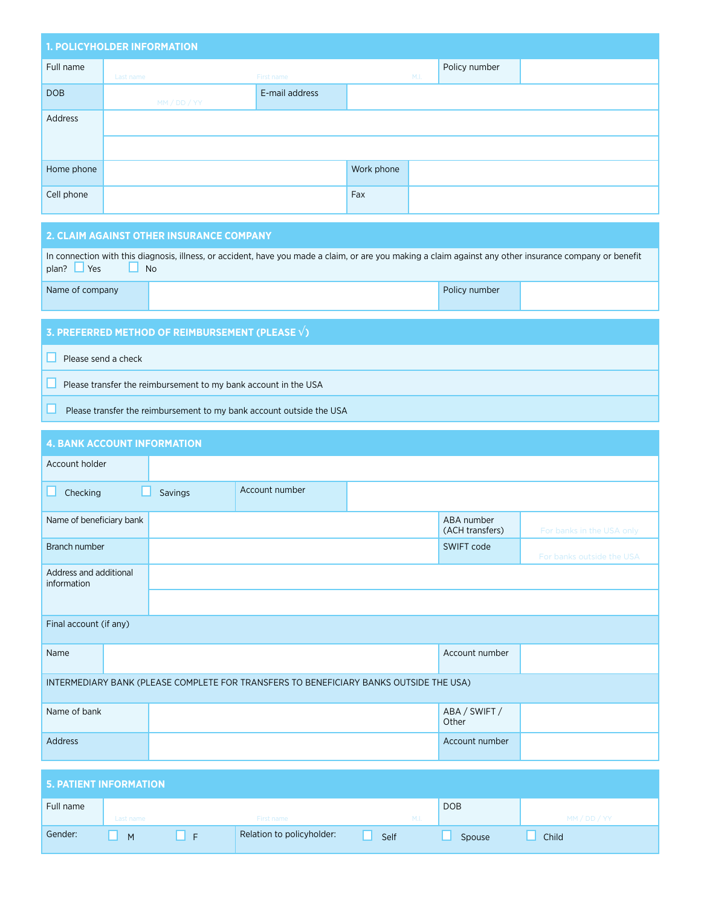## 1. POLICYHOLDER INFORMATION

| | | | |
|---|---|---|---|
| Full name | Last name / First name / M.I. | Policy number | |
| DOB | MM / DD / YY | E-mail address | |
| Address | | | |
| | | | |
| Home phone | | Work phone | |
| Cell phone | | Fax | |

## 2. CLAIM AGAINST OTHER INSURANCE COMPANY

In connection with this diagnosis, illness, or accident, have you made a claim, or are you making a claim against any other insurance company or benefit plan? ☐ Yes ☐ No

| | | | |
|---|---|---|---|
| Name of company | | Policy number | |

## 3. PREFERRED METHOD OF REIMBURSEMENT (PLEASE √)

☐ Please send a check

☐ Please transfer the reimbursement to my bank account in the USA

☐ Please transfer the reimbursement to my bank account outside the USA

## 4. BANK ACCOUNT INFORMATION

| | | | |
|---|---|---|---|
| Account holder | | | |
| ☐ Checking ☐ Savings | | Account number | |
| Name of beneficiary bank | | ABA number (ACH transfers) | For banks in the USA only |
| Branch number | | SWIFT code | For banks outside the USA |
| Address and additional information | | | |
| | | | |

Final account (if any)

| | | | |
|---|---|---|---|
| Name | | Account number | |

INTERMEDIARY BANK (PLEASE COMPLETE FOR TRANSFERS TO BENEFICIARY BANKS OUTSIDE THE USA)

| | | | |
|---|---|---|---|
| Name of bank | | ABA / SWIFT / Other | |
| Address | | Account number | |

## 5. PATIENT INFORMATION

| | | | |
|---|---|---|---|
| Full name | Last name / First name / M.I. | DOB | MM / DD / YY |

Gender: ☐ M ☐ F  Relation to policyholder: ☐ Self ☐ Spouse ☐ Child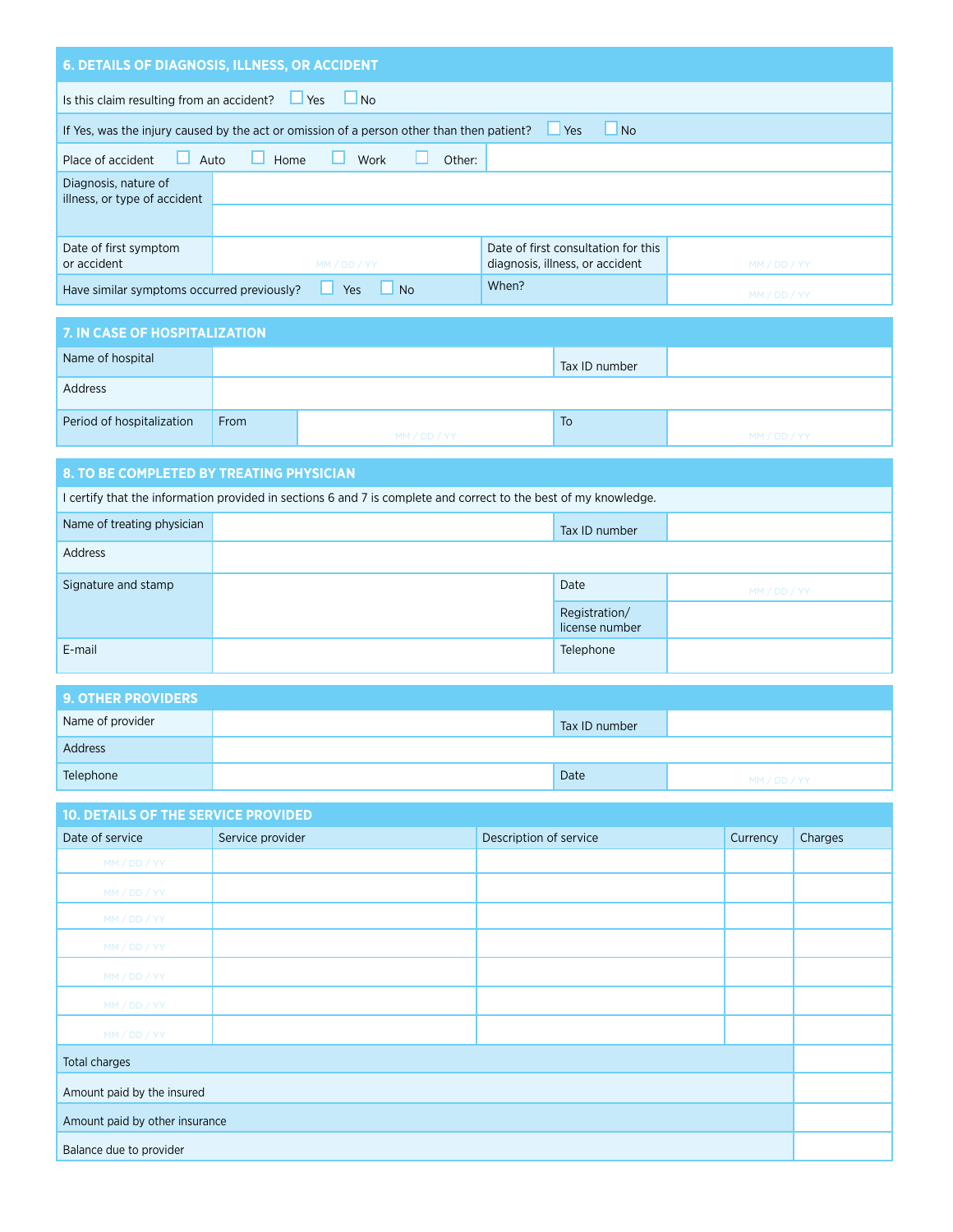## 6. DETAILS OF DIAGNOSIS, ILLNESS, OR ACCIDENT

| | | | |
|---|---|---|---|
| Is this claim resulting from an accident? ☐ Yes ☐ No | | | |
| If Yes, was the injury caused by the act or omission of a person other than then patient? ☐ Yes ☐ No | | | |
| Place of accident ☐ Auto ☐ Home ☐ Work ☐ Other: | | | |
| Diagnosis, nature of illness, or type of accident | | | |
| Date of first symptom or accident | MM / DD / YY | Date of first consultation for this diagnosis, illness, or accident | MM / DD / YY |
| Have similar symptoms occurred previously? ☐ Yes ☐ No | | When? | MM / DD / YY |

## 7. IN CASE OF HOSPITALIZATION

| | | | | |
|---|---|---|---|---|
| Name of hospital | | | Tax ID number | |
| Address | | | | |
| Period of hospitalization | From | MM / DD / YY | To | MM / DD / YY |

## 8. TO BE COMPLETED BY TREATING PHYSICIAN

I certify that the information provided in sections 6 and 7 is complete and correct to the best of my knowledge.

| | | | |
|---|---|---|---|
| Name of treating physician | | Tax ID number | |
| Address | | | |
| Signature and stamp | | Date | MM / DD / YY |
| | | Registration/ license number | |
| E-mail | | Telephone | |

## 9. OTHER PROVIDERS

| | | | |
|---|---|---|---|
| Name of provider | | Tax ID number | |
| Address | | | |
| Telephone | | Date | MM / DD / YY |

## 10. DETAILS OF THE SERVICE PROVIDED

| Date of service | Service provider | Description of service | Currency | Charges |
|---|---|---|---|---|
| MM / DD / YY | | | | |
| MM / DD / YY | | | | |
| MM / DD / YY | | | | |
| MM / DD / YY | | | | |
| MM / DD / YY | | | | |
| MM / DD / YY | | | | |
| MM / DD / YY | | | | |
| Total charges | | | | |
| Amount paid by the insured | | | | |
| Amount paid by other insurance | | | | |
| Balance due to provider | | | | |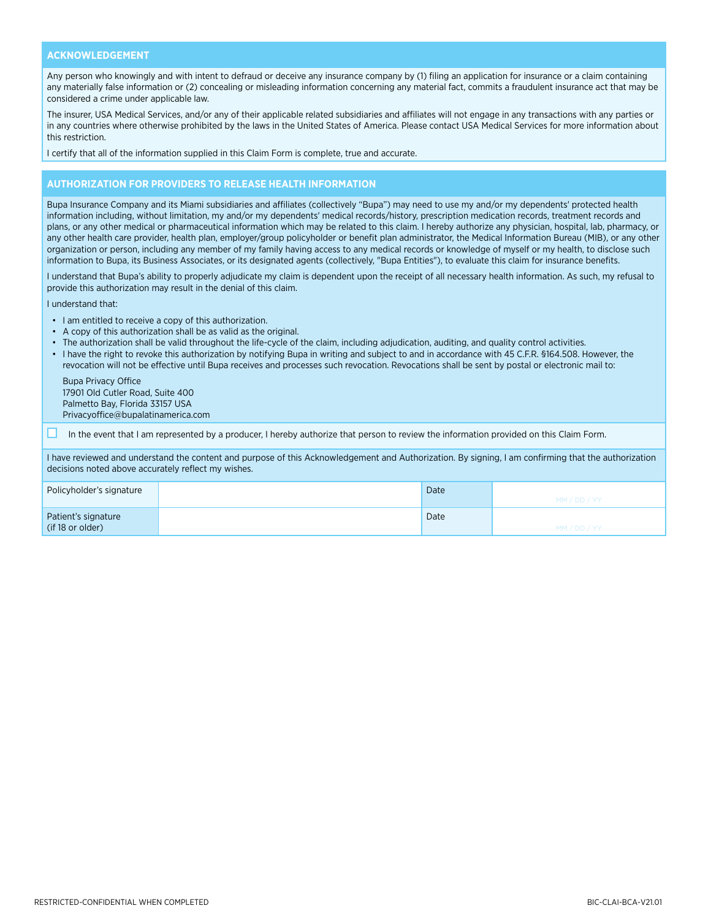## ACKNOWLEDGEMENT

Any person who knowingly and with intent to defraud or deceive any insurance company by (1) filing an application for insurance or a claim containing any materially false information or (2) concealing or misleading information concerning any material fact, commits a fraudulent insurance act that may be considered a crime under applicable law.

The insurer, USA Medical Services, and/or any of their applicable related subsidiaries and affiliates will not engage in any transactions with any parties or in any countries where otherwise prohibited by the laws in the United States of America. Please contact USA Medical Services for more information about this restriction.

I certify that all of the information supplied in this Claim Form is complete, true and accurate.

## AUTHORIZATION FOR PROVIDERS TO RELEASE HEALTH INFORMATION

Bupa Insurance Company and its Miami subsidiaries and affiliates (collectively "Bupa") may need to use my and/or my dependents' protected health information including, without limitation, my and/or my dependents' medical records/history, prescription medication records, treatment records and plans, or any other medical or pharmaceutical information which may be related to this claim. I hereby authorize any physician, hospital, lab, pharmacy, or any other health care provider, health plan, employer/group policyholder or benefit plan administrator, the Medical Information Bureau (MIB), or any other organization or person, including any member of my family having access to any medical records or knowledge of myself or my health, to disclose such information to Bupa, its Business Associates, or its designated agents (collectively, "Bupa Entities"), to evaluate this claim for insurance benefits.

I understand that Bupa's ability to properly adjudicate my claim is dependent upon the receipt of all necessary health information. As such, my refusal to provide this authorization may result in the denial of this claim.

I understand that:

- I am entitled to receive a copy of this authorization.
- A copy of this authorization shall be as valid as the original.
- The authorization shall be valid throughout the life-cycle of the claim, including adjudication, auditing, and quality control activities.
- I have the right to revoke this authorization by notifying Bupa in writing and subject to and in accordance with 45 C.F.R. §164.508. However, the revocation will not be effective until Bupa receives and processes such revocation. Revocations shall be sent by postal or electronic mail to:

  Bupa Privacy Office
  17901 Old Cutler Road, Suite 400
  Palmetto Bay, Florida 33157 USA
  Privacyoffice@bupalatinamerica.com

☐ In the event that I am represented by a producer, I hereby authorize that person to review the information provided on this Claim Form.

I have reviewed and understand the content and purpose of this Acknowledgement and Authorization. By signing, I am confirming that the authorization decisions noted above accurately reflect my wishes.

| | | | |
|---|---|---|---|
| Policyholder's signature | | Date | MM / DD / YY |
| Patient's signature (if 18 or older) | | Date | MM / DD / YY |

RESTRICTED-CONFIDENTIAL WHEN COMPLETED

BIC-CLAI-BCA-V21.01